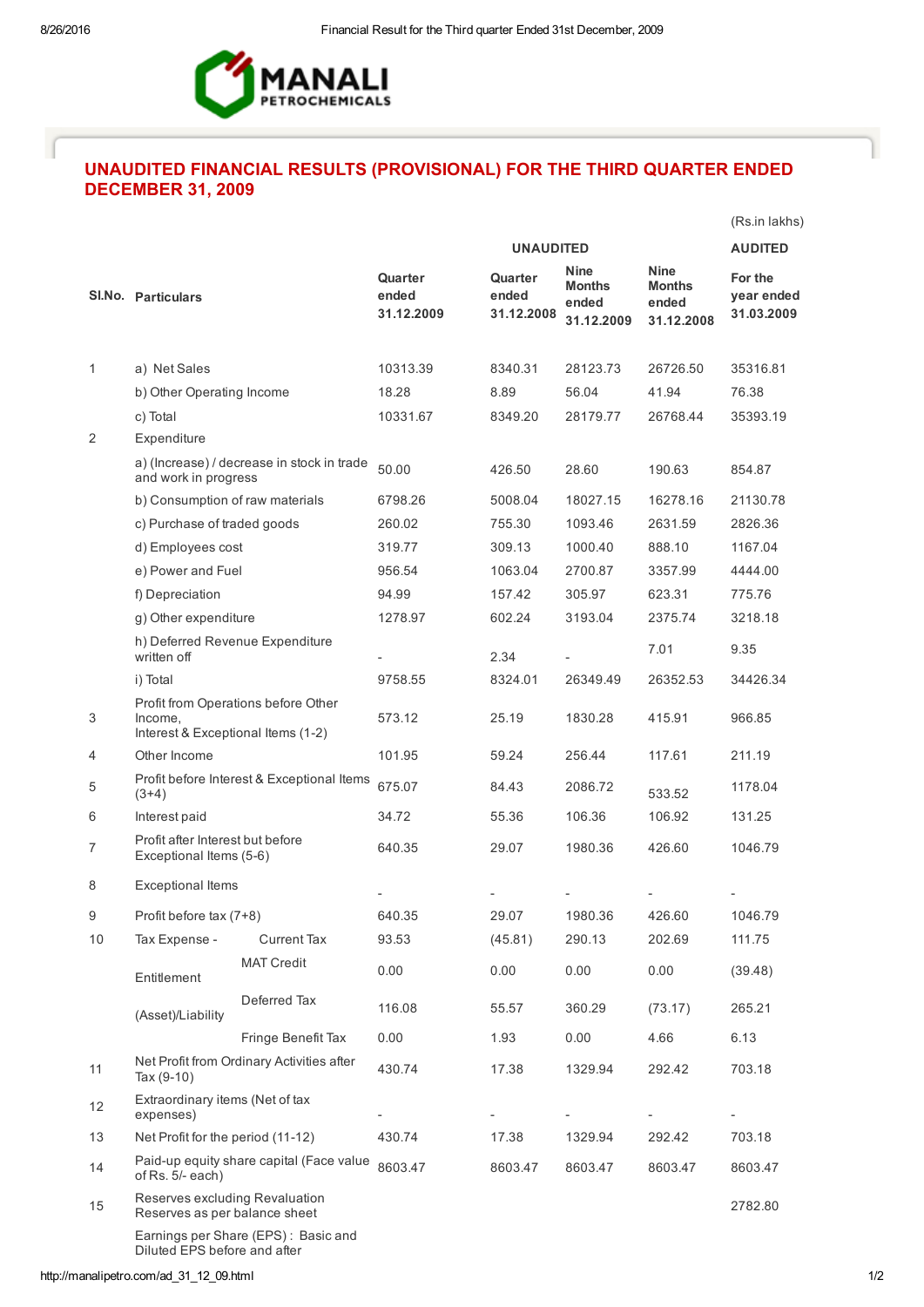MANALI PETROCHEMICALS

## UNAUDITED FINANCIAL RESULTS (PROVISIONAL) FOR THE THIRD QUARTER ENDED DECEMBER 31, 2009

(Rs.in lakhs)

| Sl.No. | Particulars | Quarter ended 31.12.2009 | Quarter ended 31.12.2008 | Nine Months ended 31.12.2009 | Nine Months ended 31.12.2008 | For the year ended 31.03.2009 |
|---|---|---|---|---|---|---|
| | | UNAUDITED | | | | AUDITED |
| 1 | a) Net Sales | 10313.39 | 8340.31 | 28123.73 | 26726.50 | 35316.81 |
| | b) Other Operating Income | 18.28 | 8.89 | 56.04 | 41.94 | 76.38 |
| | c) Total | 10331.67 | 8349.20 | 28179.77 | 26768.44 | 35393.19 |
| 2 | Expenditure | | | | | |
| | a) (Increase) / decrease in stock in trade and work in progress | 50.00 | 426.50 | 28.60 | 190.63 | 854.87 |
| | b) Consumption of raw materials | 6798.26 | 5008.04 | 18027.15 | 16278.16 | 21130.78 |
| | c) Purchase of traded goods | 260.02 | 755.30 | 1093.46 | 2631.59 | 2826.36 |
| | d) Employees cost | 319.77 | 309.13 | 1000.40 | 888.10 | 1167.04 |
| | e) Power and Fuel | 956.54 | 1063.04 | 2700.87 | 3357.99 | 4444.00 |
| | f) Depreciation | 94.99 | 157.42 | 305.97 | 623.31 | 775.76 |
| | g) Other expenditure | 1278.97 | 602.24 | 3193.04 | 2375.74 | 3218.18 |
| | h) Deferred Revenue Expenditure written off | - | 2.34 | - | 7.01 | 9.35 |
| | i) Total | 9758.55 | 8324.01 | 26349.49 | 26352.53 | 34426.34 |
| 3 | Profit from Operations before Other Income, Interest & Exceptional Items (1-2) | 573.12 | 25.19 | 1830.28 | 415.91 | 966.85 |
| 4 | Other Income | 101.95 | 59.24 | 256.44 | 117.61 | 211.19 |
| 5 | Profit before Interest & Exceptional Items (3+4) | 675.07 | 84.43 | 2086.72 | 533.52 | 1178.04 |
| 6 | Interest paid | 34.72 | 55.36 | 106.36 | 106.92 | 131.25 |
| 7 | Profit after Interest but before Exceptional Items (5-6) | 640.35 | 29.07 | 1980.36 | 426.60 | 1046.79 |
| 8 | Exceptional Items | - | - | - | - | - |
| 9 | Profit before tax (7+8) | 640.35 | 29.07 | 1980.36 | 426.60 | 1046.79 |
| 10 | Tax Expense - Current Tax | 93.53 | (45.81) | 290.13 | 202.69 | 111.75 |
| | MAT Credit Entitlement | 0.00 | 0.00 | 0.00 | 0.00 | (39.48) |
| | Deferred Tax (Asset)/Liability | 116.08 | 55.57 | 360.29 | (73.17) | 265.21 |
| | Fringe Benefit Tax | 0.00 | 1.93 | 0.00 | 4.66 | 6.13 |
| 11 | Net Profit from Ordinary Activities after Tax (9-10) | 430.74 | 17.38 | 1329.94 | 292.42 | 703.18 |
| 12 | Extraordinary items (Net of tax expenses) | - | - | - | - | - |
| 13 | Net Profit for the period (11-12) | 430.74 | 17.38 | 1329.94 | 292.42 | 703.18 |
| 14 | Paid-up equity share capital (Face value of Rs. 5/- each) | 8603.47 | 8603.47 | 8603.47 | 8603.47 | 8603.47 |
| 15 | Reserves excluding Revaluation Reserves as per balance sheet | | | | | 2782.80 |
| | Earnings per Share (EPS) : Basic and Diluted EPS before and after | | | | | |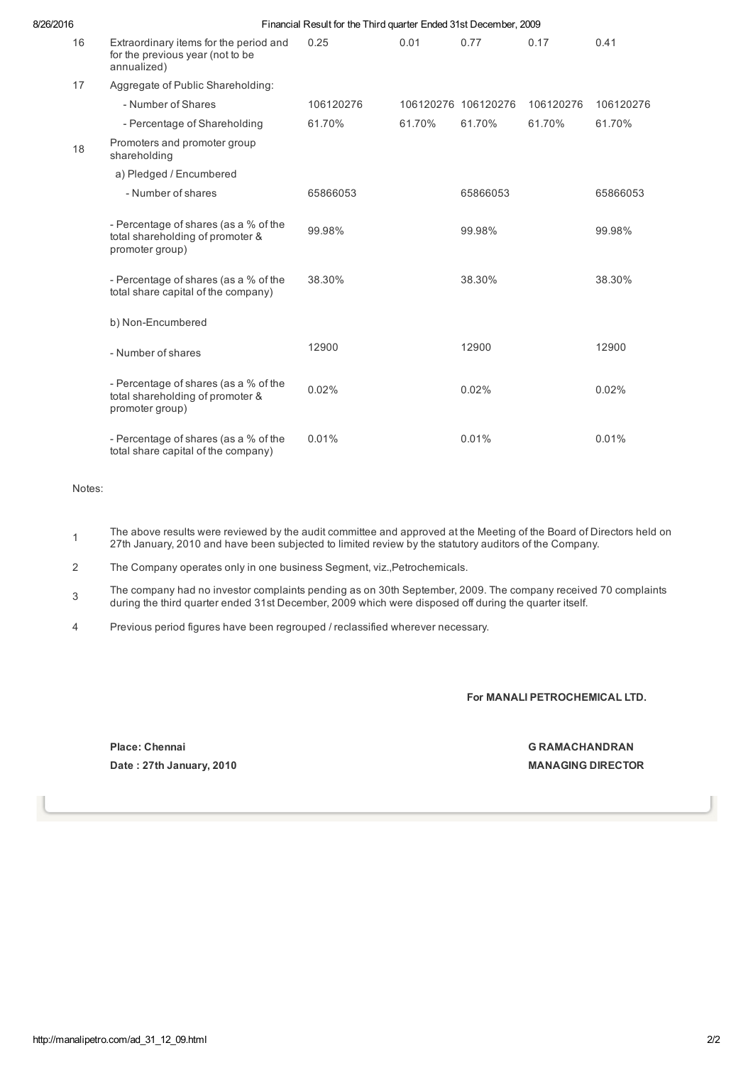| | | | | | | |
|---|---|---|---|---|---|---|
| 16 | Extraordinary items for the period and for the previous year (not to be annualized) | 0.25 | 0.01 | 0.77 | 0.17 | 0.41 |
| 17 | Aggregate of Public Shareholding: | | | | | |
| | - Number of Shares | 106120276 | 106120276 | 106120276 | 106120276 | 106120276 |
| | - Percentage of Shareholding | 61.70% | 61.70% | 61.70% | 61.70% | 61.70% |
| 18 | Promoters and promoter group shareholding | | | | | |
| | a) Pledged / Encumbered | | | | | |
| | - Number of shares | 65866053 | | 65866053 | | 65866053 |
| | - Percentage of shares (as a % of the total shareholding of promoter & promoter group) | 99.98% | | 99.98% | | 99.98% |
| | - Percentage of shares (as a % of the total share capital of the company) | 38.30% | | 38.30% | | 38.30% |
| | b) Non-Encumbered | | | | | |
| | - Number of shares | 12900 | | 12900 | | 12900 |
| | - Percentage of shares (as a % of the total shareholding of promoter & promoter group) | 0.02% | | 0.02% | | 0.02% |
| | - Percentage of shares (as a % of the total share capital of the company) | 0.01% | | 0.01% | | 0.01% |

Notes:

1. The above results were reviewed by the audit committee and approved at the Meeting of the Board of Directors held on 27th January, 2010 and have been subjected to limited review by the statutory auditors of the Company.
2. The Company operates only in one business Segment, viz.,Petrochemicals.
3. The company had no investor complaints pending as on 30th September, 2009. The company received 70 complaints during the third quarter ended 31st December, 2009 which were disposed off during the quarter itself.
4. Previous period figures have been regrouped / reclassified wherever necessary.

**For MANALI PETROCHEMICAL LTD.**

**Place: Chennai**

**Date : 27th January, 2010**

**G RAMACHANDRAN**

**MANAGING DIRECTOR**